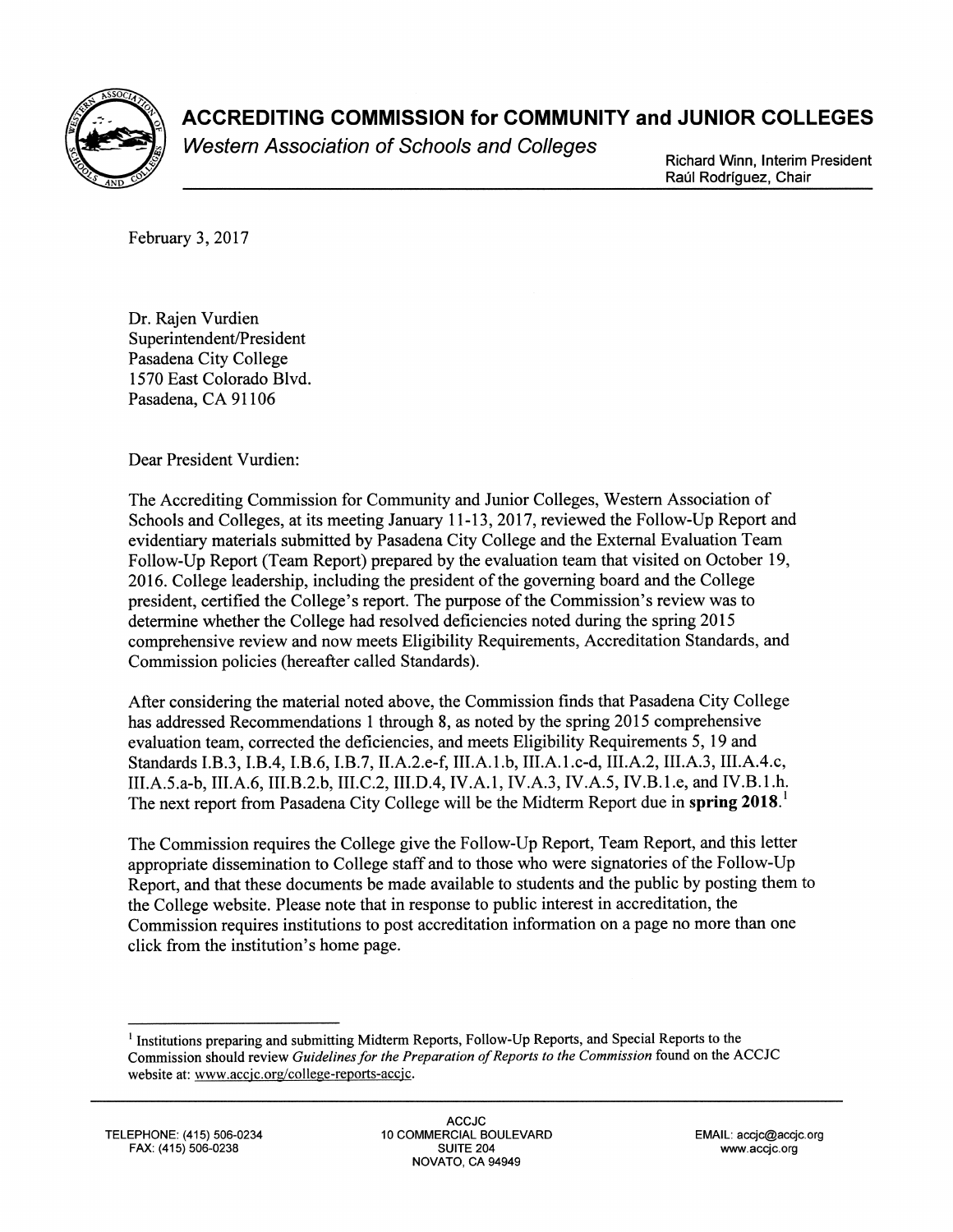# ACCREDITING COMMISSION for COMMUNITY and JUNIOR COLLEGES

*Western Association of Schools and Colleges*

Richard Winn, Interim President
Raúl Rodríguez, Chair

February 3, 2017

Dr. Rajen Vurdien
Superintendent/President
Pasadena City College
1570 East Colorado Blvd.
Pasadena, CA 91106

Dear President Vurdien:

The Accrediting Commission for Community and Junior Colleges, Western Association of Schools and Colleges, at its meeting January 11-13, 2017, reviewed the Follow-Up Report and evidentiary materials submitted by Pasadena City College and the External Evaluation Team Follow-Up Report (Team Report) prepared by the evaluation team that visited on October 19, 2016. College leadership, including the president of the governing board and the College president, certified the College's report. The purpose of the Commission's review was to determine whether the College had resolved deficiencies noted during the spring 2015 comprehensive review and now meets Eligibility Requirements, Accreditation Standards, and Commission policies (hereafter called Standards).

After considering the material noted above, the Commission finds that Pasadena City College has addressed Recommendations 1 through 8, as noted by the spring 2015 comprehensive evaluation team, corrected the deficiencies, and meets Eligibility Requirements 5, 19 and Standards I.B.3, I.B.4, I.B.6, I.B.7, II.A.2.e-f, III.A.1.b, III.A.1.c-d, III.A.2, III.A.3, III.A.4.c, III.A.5.a-b, III.A.6, III.B.2.b, III.C.2, III.D.4, IV.A.1, IV.A.3, IV.A.5, IV.B.1.e, and IV.B.1.h. The next report from Pasadena City College will be the Midterm Report due in **spring 2018**.[1]

The Commission requires the College give the Follow-Up Report, Team Report, and this letter appropriate dissemination to College staff and to those who were signatories of the Follow-Up Report, and that these documents be made available to students and the public by posting them to the College website. Please note that in response to public interest in accreditation, the Commission requires institutions to post accreditation information on a page no more than one click from the institution's home page.

---

[1] Institutions preparing and submitting Midterm Reports, Follow-Up Reports, and Special Reports to the Commission should review *Guidelines for the Preparation of Reports to the Commission* found on the ACCJC website at: www.accjc.org/college-reports-accjc.

TELEPHONE: (415) 506-0234
FAX: (415) 506-0238

ACCJC
10 COMMERCIAL BOULEVARD
SUITE 204
NOVATO, CA 94949

EMAIL: accjc@accjc.org
www.accjc.org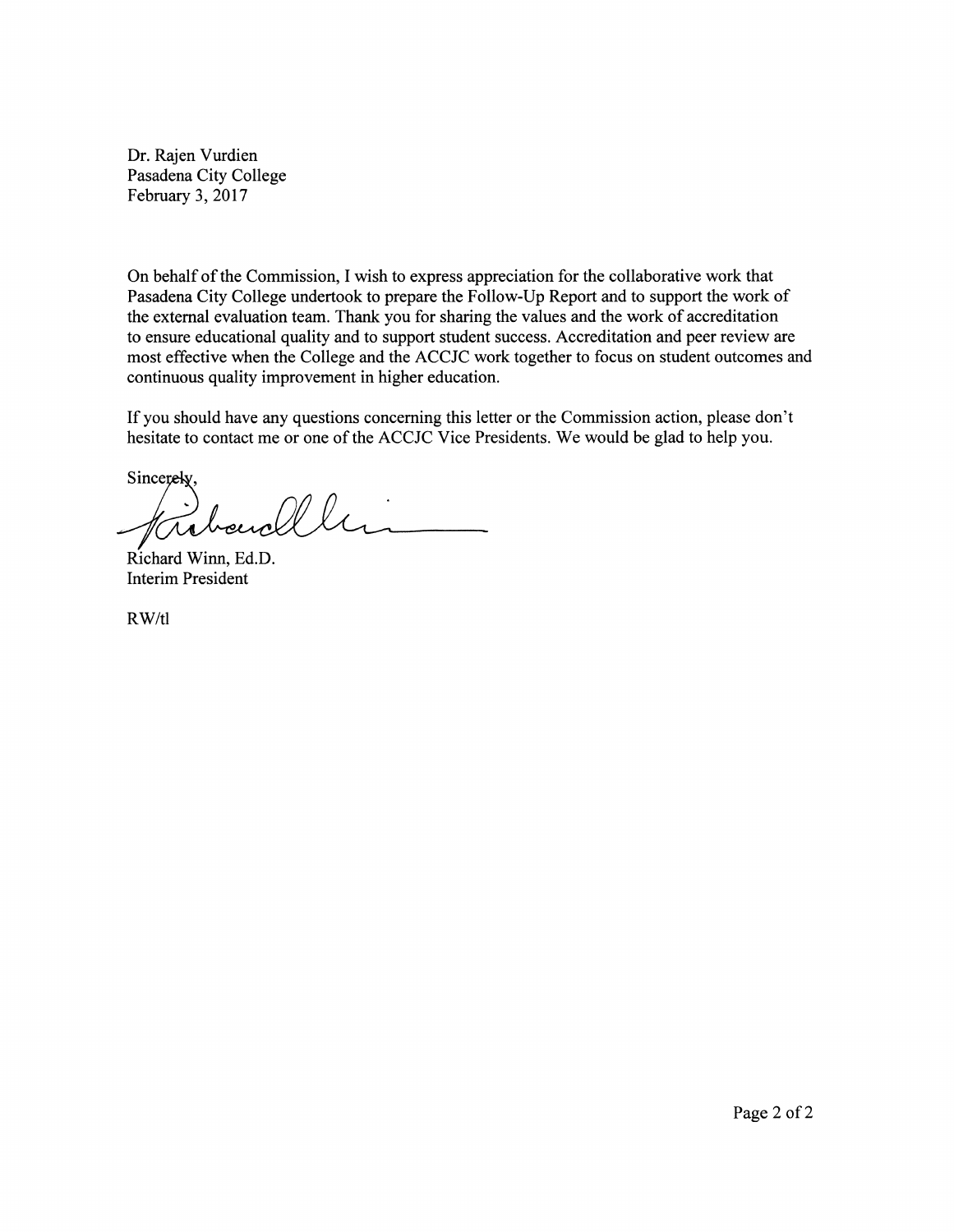Dr. Rajen Vurdien
Pasadena City College
February 3, 2017

On behalf of the Commission, I wish to express appreciation for the collaborative work that Pasadena City College undertook to prepare the Follow-Up Report and to support the work of the external evaluation team. Thank you for sharing the values and the work of accreditation to ensure educational quality and to support student success. Accreditation and peer review are most effective when the College and the ACCJC work together to focus on student outcomes and continuous quality improvement in higher education.

If you should have any questions concerning this letter or the Commission action, please don't hesitate to contact me or one of the ACCJC Vice Presidents. We would be glad to help you.

Sincerely,

Richard Winn, Ed.D.
Interim President

RW/tl